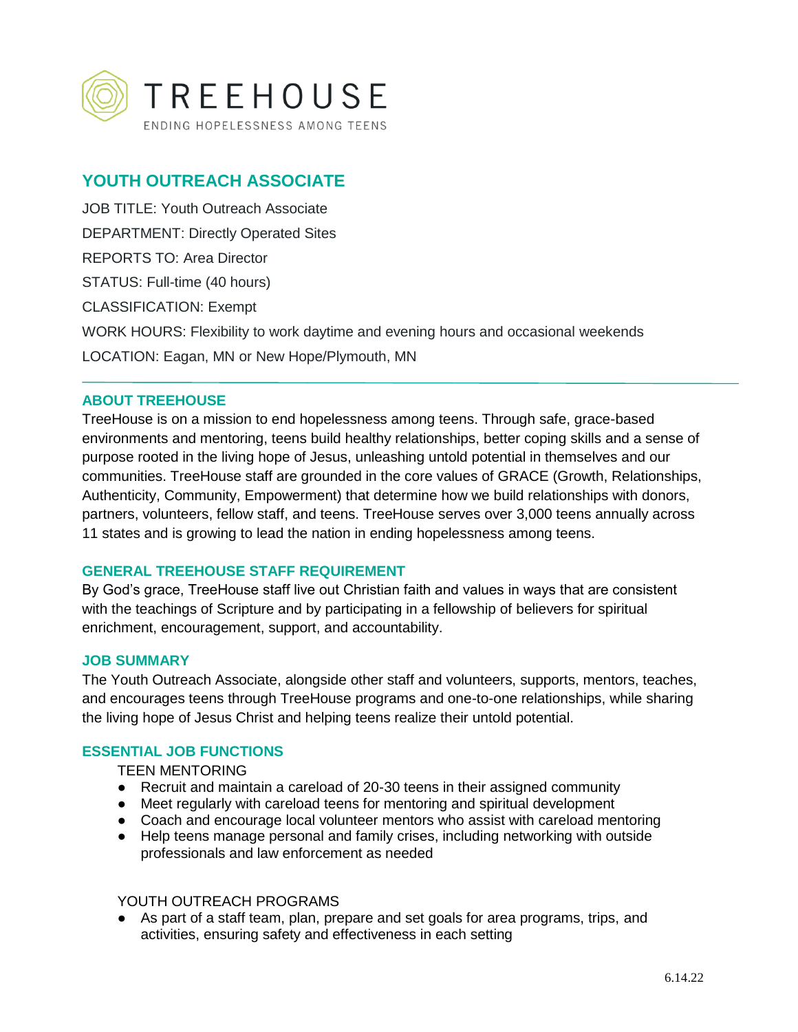# TREEHOUSE

ENDING HOPELESSNESS AMONG TEENS

## YOUTH OUTREACH ASSOCIATE

JOB TITLE: Youth Outreach Associate

DEPARTMENT: Directly Operated Sites

REPORTS TO: Area Director

STATUS: Full-time (40 hours)

CLASSIFICATION: Exempt

WORK HOURS: Flexibility to work daytime and evening hours and occasional weekends

LOCATION: Eagan, MN or New Hope/Plymouth, MN

---

### ABOUT TREEHOUSE

TreeHouse is on a mission to end hopelessness among teens. Through safe, grace-based environments and mentoring, teens build healthy relationships, better coping skills and a sense of purpose rooted in the living hope of Jesus, unleashing untold potential in themselves and our communities. TreeHouse staff are grounded in the core values of GRACE (Growth, Relationships, Authenticity, Community, Empowerment) that determine how we build relationships with donors, partners, volunteers, fellow staff, and teens. TreeHouse serves over 3,000 teens annually across 11 states and is growing to lead the nation in ending hopelessness among teens.

### GENERAL TREEHOUSE STAFF REQUIREMENT

By God's grace, TreeHouse staff live out Christian faith and values in ways that are consistent with the teachings of Scripture and by participating in a fellowship of believers for spiritual enrichment, encouragement, support, and accountability.

### JOB SUMMARY

The Youth Outreach Associate, alongside other staff and volunteers, supports, mentors, teaches, and encourages teens through TreeHouse programs and one-to-one relationships, while sharing the living hope of Jesus Christ and helping teens realize their untold potential.

### ESSENTIAL JOB FUNCTIONS

TEEN MENTORING

- Recruit and maintain a careload of 20-30 teens in their assigned community
- Meet regularly with careload teens for mentoring and spiritual development
- Coach and encourage local volunteer mentors who assist with careload mentoring
- Help teens manage personal and family crises, including networking with outside professionals and law enforcement as needed

YOUTH OUTREACH PROGRAMS

- As part of a staff team, plan, prepare and set goals for area programs, trips, and activities, ensuring safety and effectiveness in each setting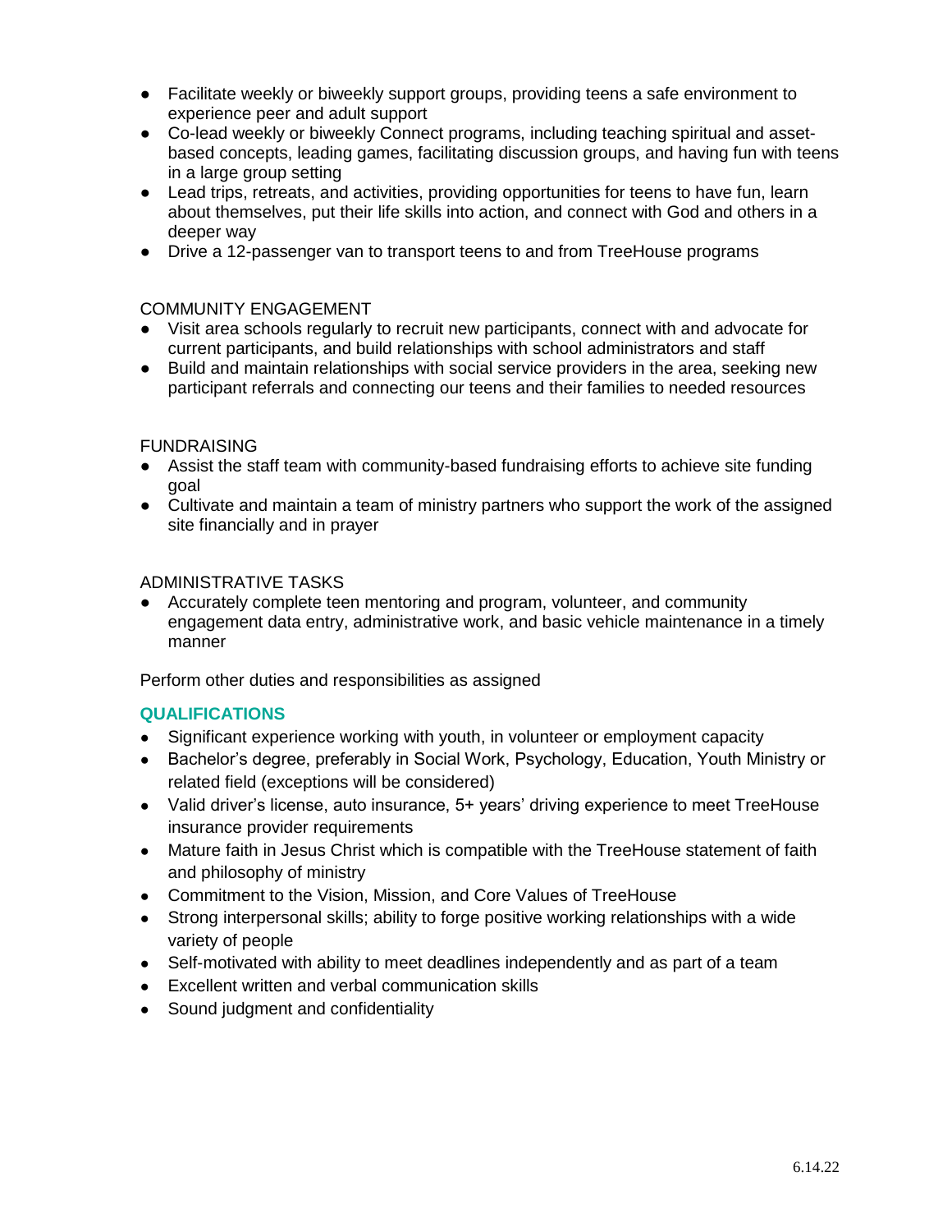- Facilitate weekly or biweekly support groups, providing teens a safe environment to experience peer and adult support
- Co-lead weekly or biweekly Connect programs, including teaching spiritual and asset-based concepts, leading games, facilitating discussion groups, and having fun with teens in a large group setting
- Lead trips, retreats, and activities, providing opportunities for teens to have fun, learn about themselves, put their life skills into action, and connect with God and others in a deeper way
- Drive a 12-passenger van to transport teens to and from TreeHouse programs

COMMUNITY ENGAGEMENT

- Visit area schools regularly to recruit new participants, connect with and advocate for current participants, and build relationships with school administrators and staff
- Build and maintain relationships with social service providers in the area, seeking new participant referrals and connecting our teens and their families to needed resources

FUNDRAISING

- Assist the staff team with community-based fundraising efforts to achieve site funding goal
- Cultivate and maintain a team of ministry partners who support the work of the assigned site financially and in prayer

ADMINISTRATIVE TASKS

- Accurately complete teen mentoring and program, volunteer, and community engagement data entry, administrative work, and basic vehicle maintenance in a timely manner

Perform other duties and responsibilities as assigned

## QUALIFICATIONS

- Significant experience working with youth, in volunteer or employment capacity
- Bachelor's degree, preferably in Social Work, Psychology, Education, Youth Ministry or related field (exceptions will be considered)
- Valid driver's license, auto insurance, 5+ years' driving experience to meet TreeHouse insurance provider requirements
- Mature faith in Jesus Christ which is compatible with the TreeHouse statement of faith and philosophy of ministry
- Commitment to the Vision, Mission, and Core Values of TreeHouse
- Strong interpersonal skills; ability to forge positive working relationships with a wide variety of people
- Self-motivated with ability to meet deadlines independently and as part of a team
- Excellent written and verbal communication skills
- Sound judgment and confidentiality

6.14.22